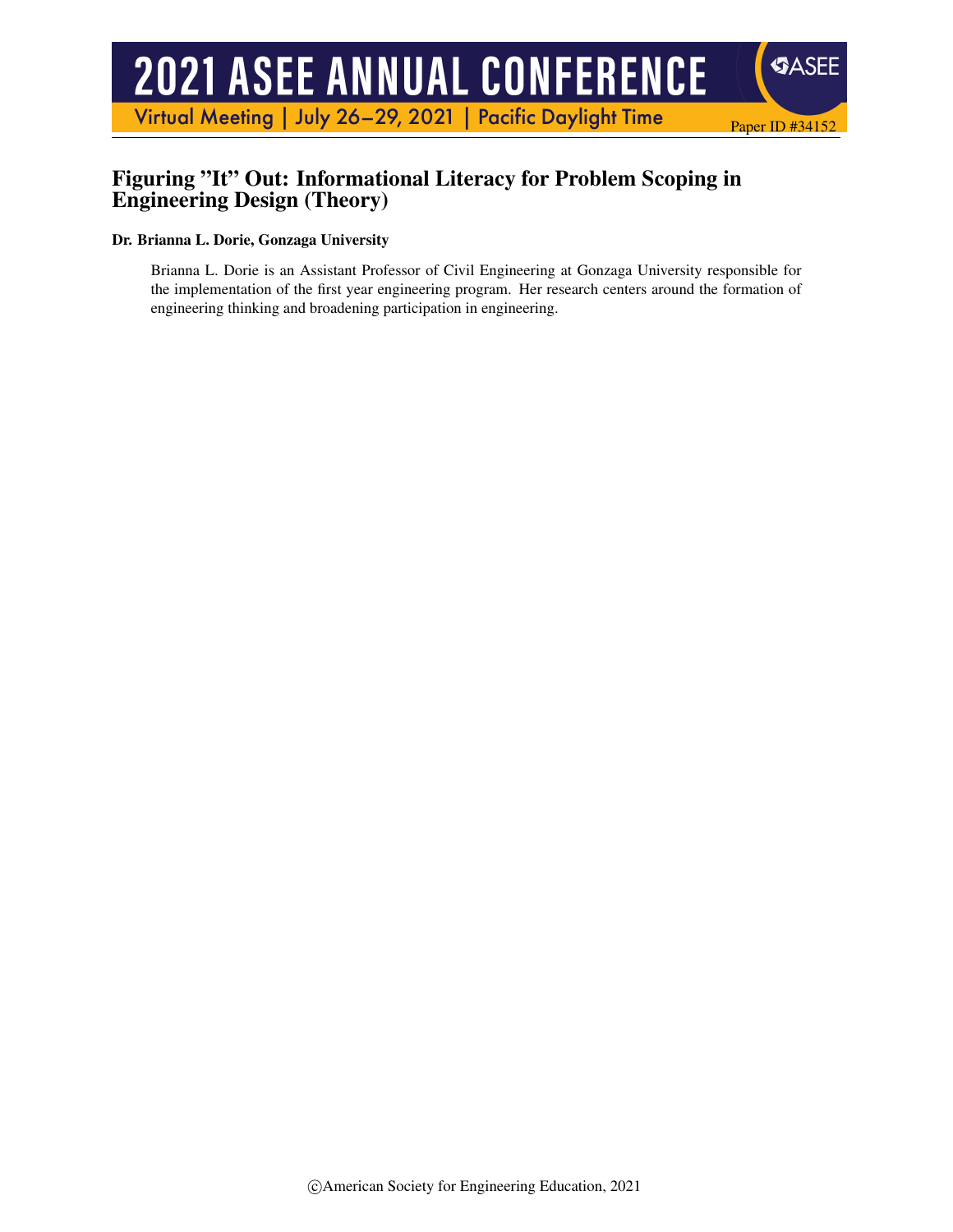# Figuring "It" Out: Informational Literacy for Problem Scoping in Engineering Design (Theory)

**Dr. Brianna L. Dorie, Gonzaga University**

Brianna L. Dorie is an Assistant Professor of Civil Engineering at Gonzaga University responsible for the implementation of the first year engineering program. Her research centers around the formation of engineering thinking and broadening participation in engineering.

©American Society for Engineering Education, 2021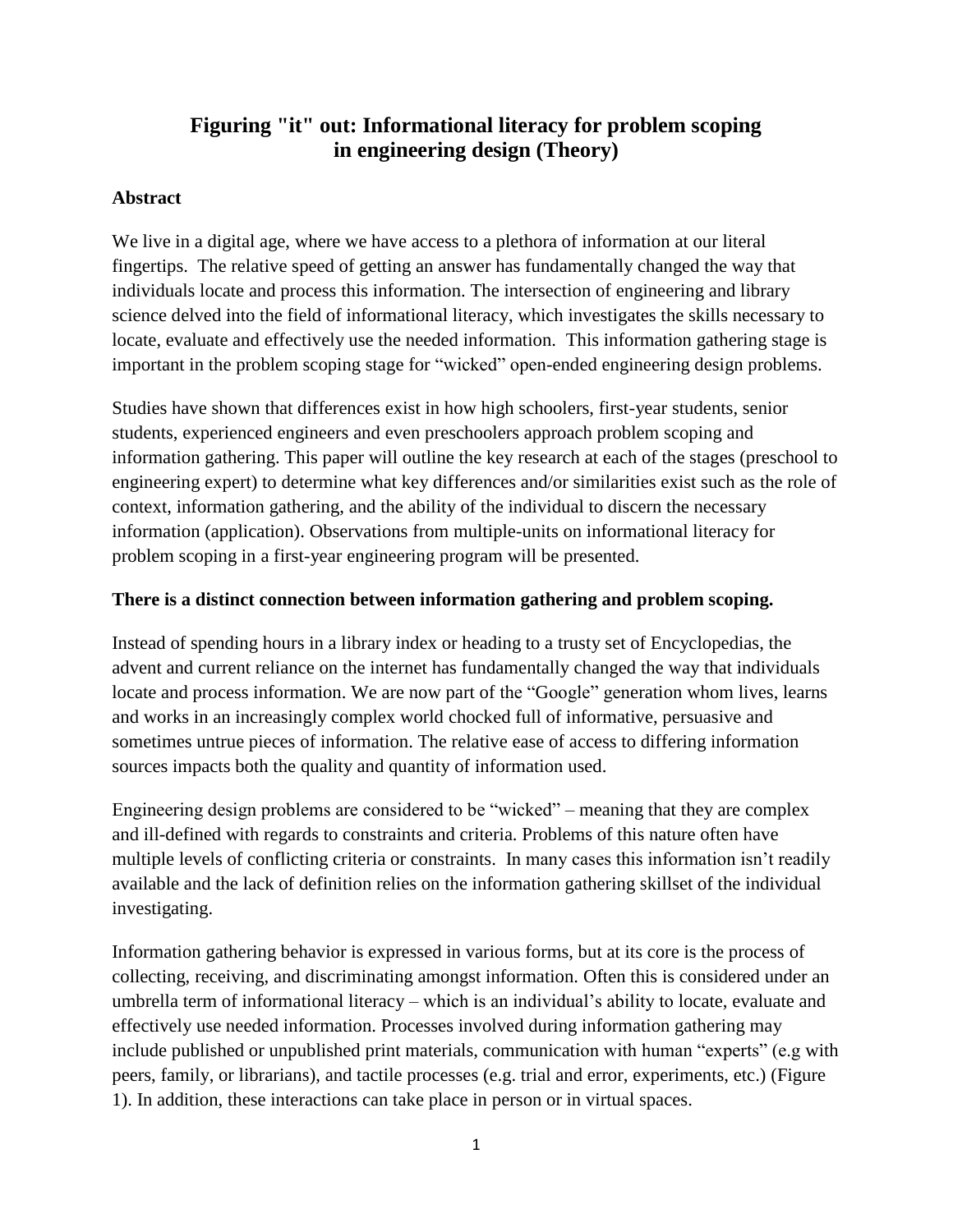# Figuring "it" out: Informational literacy for problem scoping in engineering design (Theory)

## Abstract

We live in a digital age, where we have access to a plethora of information at our literal fingertips. The relative speed of getting an answer has fundamentally changed the way that individuals locate and process this information. The intersection of engineering and library science delved into the field of informational literacy, which investigates the skills necessary to locate, evaluate and effectively use the needed information. This information gathering stage is important in the problem scoping stage for "wicked" open-ended engineering design problems.

Studies have shown that differences exist in how high schoolers, first-year students, senior students, experienced engineers and even preschoolers approach problem scoping and information gathering. This paper will outline the key research at each of the stages (preschool to engineering expert) to determine what key differences and/or similarities exist such as the role of context, information gathering, and the ability of the individual to discern the necessary information (application). Observations from multiple-units on informational literacy for problem scoping in a first-year engineering program will be presented.

## There is a distinct connection between information gathering and problem scoping.

Instead of spending hours in a library index or heading to a trusty set of Encyclopedias, the advent and current reliance on the internet has fundamentally changed the way that individuals locate and process information. We are now part of the "Google" generation whom lives, learns and works in an increasingly complex world chocked full of informative, persuasive and sometimes untrue pieces of information. The relative ease of access to differing information sources impacts both the quality and quantity of information used.

Engineering design problems are considered to be "wicked" – meaning that they are complex and ill-defined with regards to constraints and criteria. Problems of this nature often have multiple levels of conflicting criteria or constraints. In many cases this information isn't readily available and the lack of definition relies on the information gathering skillset of the individual investigating.

Information gathering behavior is expressed in various forms, but at its core is the process of collecting, receiving, and discriminating amongst information. Often this is considered under an umbrella term of informational literacy – which is an individual's ability to locate, evaluate and effectively use needed information. Processes involved during information gathering may include published or unpublished print materials, communication with human "experts" (e.g with peers, family, or librarians), and tactile processes (e.g. trial and error, experiments, etc.) (Figure 1). In addition, these interactions can take place in person or in virtual spaces.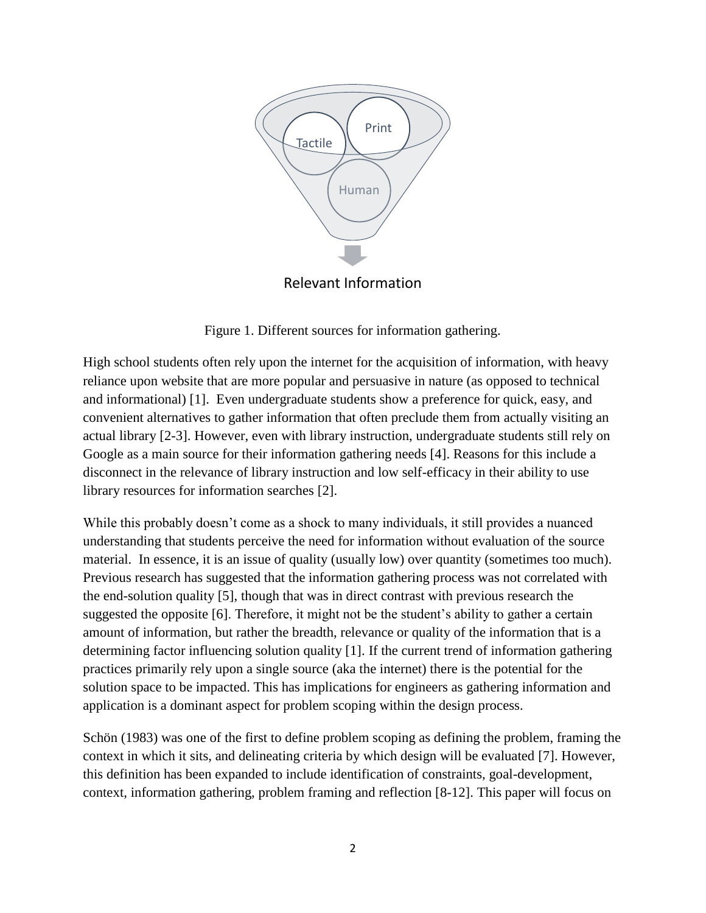Tactile

Print

Human

Relevant Information

Figure 1. Different sources for information gathering.

High school students often rely upon the internet for the acquisition of information, with heavy reliance upon website that are more popular and persuasive in nature (as opposed to technical and informational) [1]. Even undergraduate students show a preference for quick, easy, and convenient alternatives to gather information that often preclude them from actually visiting an actual library [2-3]. However, even with library instruction, undergraduate students still rely on Google as a main source for their information gathering needs [4]. Reasons for this include a disconnect in the relevance of library instruction and low self-efficacy in their ability to use library resources for information searches [2].

While this probably doesn't come as a shock to many individuals, it still provides a nuanced understanding that students perceive the need for information without evaluation of the source material. In essence, it is an issue of quality (usually low) over quantity (sometimes too much). Previous research has suggested that the information gathering process was not correlated with the end-solution quality [5], though that was in direct contrast with previous research the suggested the opposite [6]. Therefore, it might not be the student's ability to gather a certain amount of information, but rather the breadth, relevance or quality of the information that is a determining factor influencing solution quality [1]. If the current trend of information gathering practices primarily rely upon a single source (aka the internet) there is the potential for the solution space to be impacted. This has implications for engineers as gathering information and application is a dominant aspect for problem scoping within the design process.

Schön (1983) was one of the first to define problem scoping as defining the problem, framing the context in which it sits, and delineating criteria by which design will be evaluated [7]. However, this definition has been expanded to include identification of constraints, goal-development, context, information gathering, problem framing and reflection [8-12]. This paper will focus on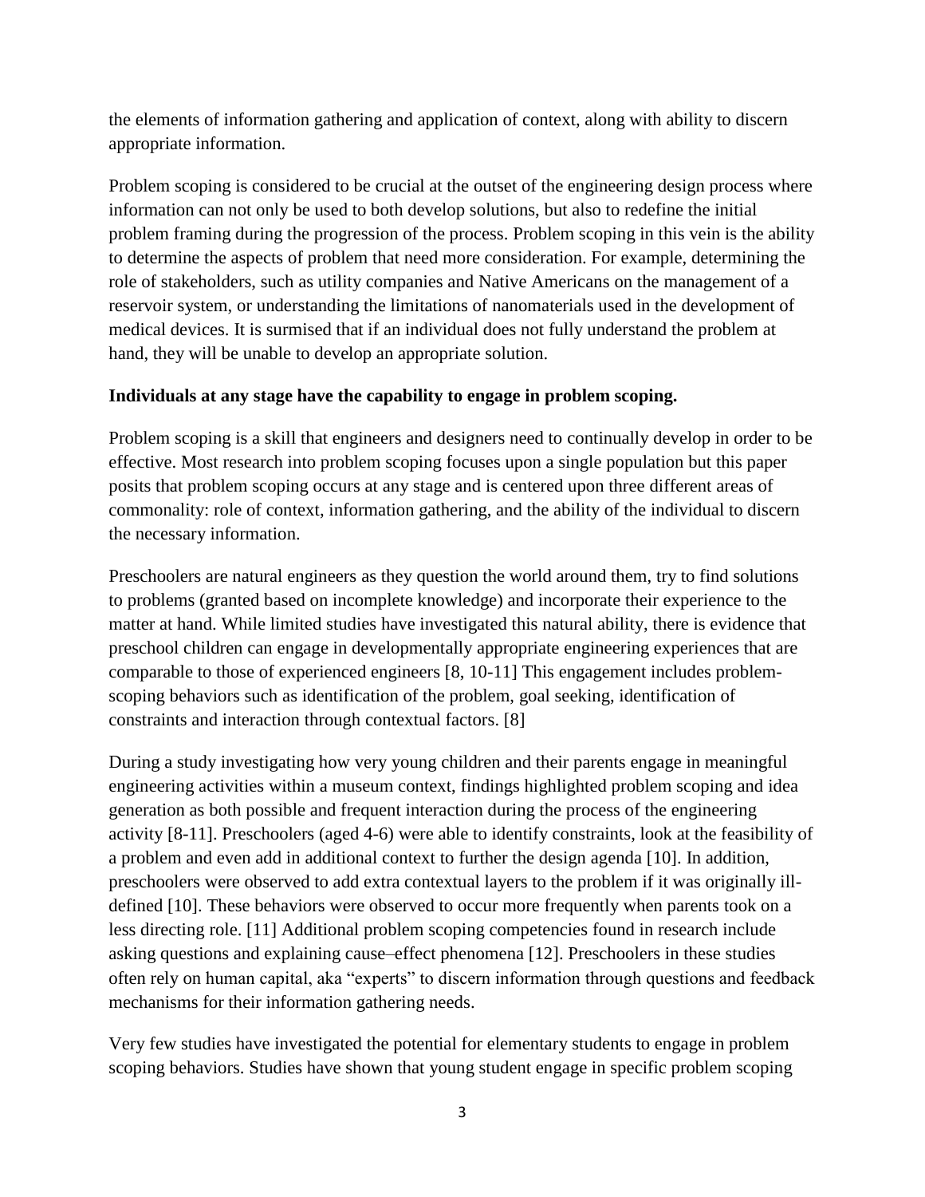the elements of information gathering and application of context, along with ability to discern appropriate information.

Problem scoping is considered to be crucial at the outset of the engineering design process where information can not only be used to both develop solutions, but also to redefine the initial problem framing during the progression of the process. Problem scoping in this vein is the ability to determine the aspects of problem that need more consideration. For example, determining the role of stakeholders, such as utility companies and Native Americans on the management of a reservoir system, or understanding the limitations of nanomaterials used in the development of medical devices. It is surmised that if an individual does not fully understand the problem at hand, they will be unable to develop an appropriate solution.

**Individuals at any stage have the capability to engage in problem scoping.**

Problem scoping is a skill that engineers and designers need to continually develop in order to be effective. Most research into problem scoping focuses upon a single population but this paper posits that problem scoping occurs at any stage and is centered upon three different areas of commonality: role of context, information gathering, and the ability of the individual to discern the necessary information.

Preschoolers are natural engineers as they question the world around them, try to find solutions to problems (granted based on incomplete knowledge) and incorporate their experience to the matter at hand. While limited studies have investigated this natural ability, there is evidence that preschool children can engage in developmentally appropriate engineering experiences that are comparable to those of experienced engineers [8, 10-11] This engagement includes problem-scoping behaviors such as identification of the problem, goal seeking, identification of constraints and interaction through contextual factors. [8]

During a study investigating how very young children and their parents engage in meaningful engineering activities within a museum context, findings highlighted problem scoping and idea generation as both possible and frequent interaction during the process of the engineering activity [8-11]. Preschoolers (aged 4-6) were able to identify constraints, look at the feasibility of a problem and even add in additional context to further the design agenda [10]. In addition, preschoolers were observed to add extra contextual layers to the problem if it was originally ill-defined [10]. These behaviors were observed to occur more frequently when parents took on a less directing role. [11] Additional problem scoping competencies found in research include asking questions and explaining cause–effect phenomena [12]. Preschoolers in these studies often rely on human capital, aka "experts" to discern information through questions and feedback mechanisms for their information gathering needs.

Very few studies have investigated the potential for elementary students to engage in problem scoping behaviors. Studies have shown that young student engage in specific problem scoping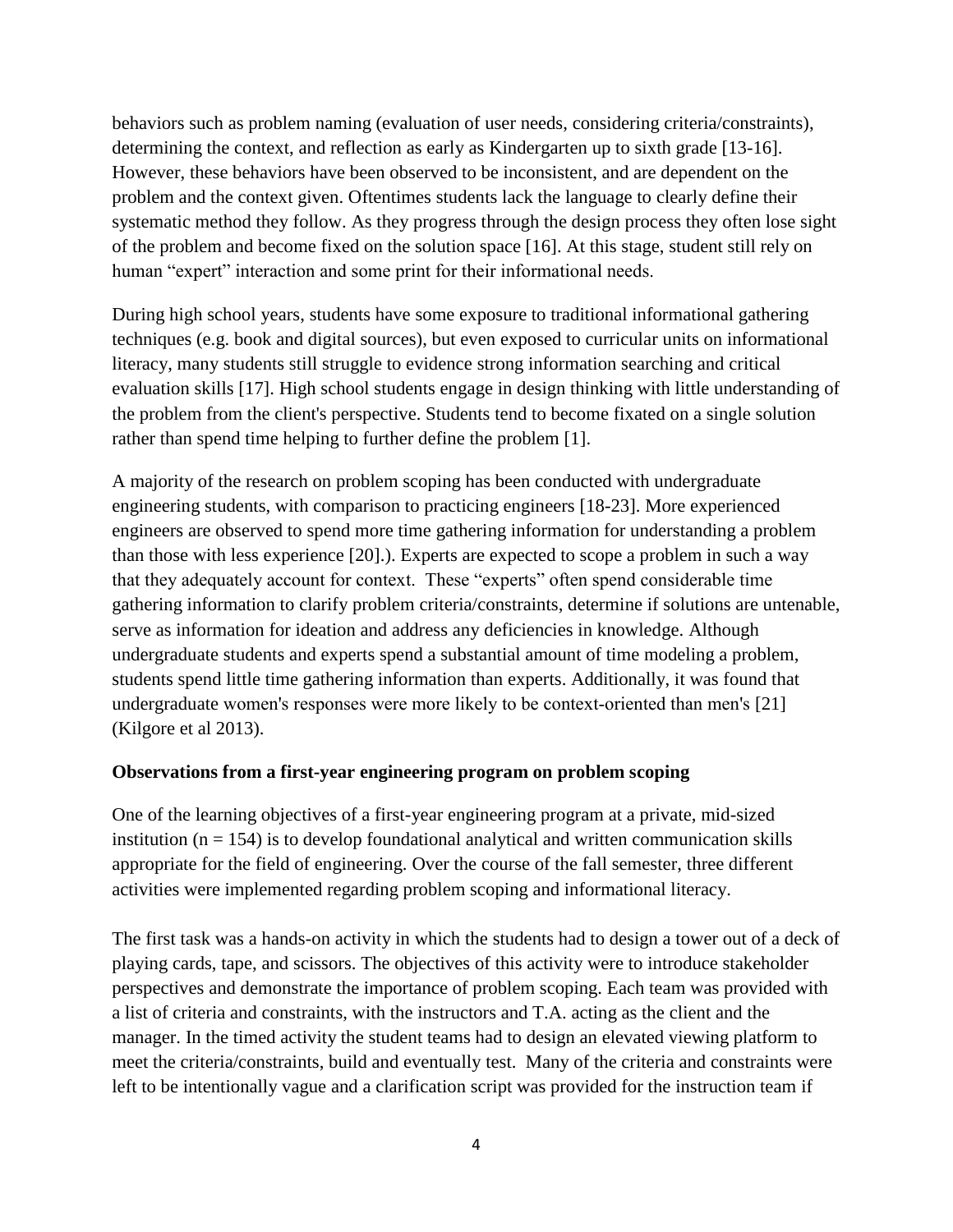behaviors such as problem naming (evaluation of user needs, considering criteria/constraints), determining the context, and reflection as early as Kindergarten up to sixth grade [13-16]. However, these behaviors have been observed to be inconsistent, and are dependent on the problem and the context given. Oftentimes students lack the language to clearly define their systematic method they follow. As they progress through the design process they often lose sight of the problem and become fixed on the solution space [16]. At this stage, student still rely on human "expert" interaction and some print for their informational needs.

During high school years, students have some exposure to traditional informational gathering techniques (e.g. book and digital sources), but even exposed to curricular units on informational literacy, many students still struggle to evidence strong information searching and critical evaluation skills [17]. High school students engage in design thinking with little understanding of the problem from the client's perspective. Students tend to become fixated on a single solution rather than spend time helping to further define the problem [1].

A majority of the research on problem scoping has been conducted with undergraduate engineering students, with comparison to practicing engineers [18-23]. More experienced engineers are observed to spend more time gathering information for understanding a problem than those with less experience [20].). Experts are expected to scope a problem in such a way that they adequately account for context. These "experts" often spend considerable time gathering information to clarify problem criteria/constraints, determine if solutions are untenable, serve as information for ideation and address any deficiencies in knowledge. Although undergraduate students and experts spend a substantial amount of time modeling a problem, students spend little time gathering information than experts. Additionally, it was found that undergraduate women's responses were more likely to be context-oriented than men's [21] (Kilgore et al 2013).

**Observations from a first-year engineering program on problem scoping**

One of the learning objectives of a first-year engineering program at a private, mid-sized institution ($n = 154$) is to develop foundational analytical and written communication skills appropriate for the field of engineering. Over the course of the fall semester, three different activities were implemented regarding problem scoping and informational literacy.

The first task was a hands-on activity in which the students had to design a tower out of a deck of playing cards, tape, and scissors. The objectives of this activity were to introduce stakeholder perspectives and demonstrate the importance of problem scoping. Each team was provided with a list of criteria and constraints, with the instructors and T.A. acting as the client and the manager. In the timed activity the student teams had to design an elevated viewing platform to meet the criteria/constraints, build and eventually test. Many of the criteria and constraints were left to be intentionally vague and a clarification script was provided for the instruction team if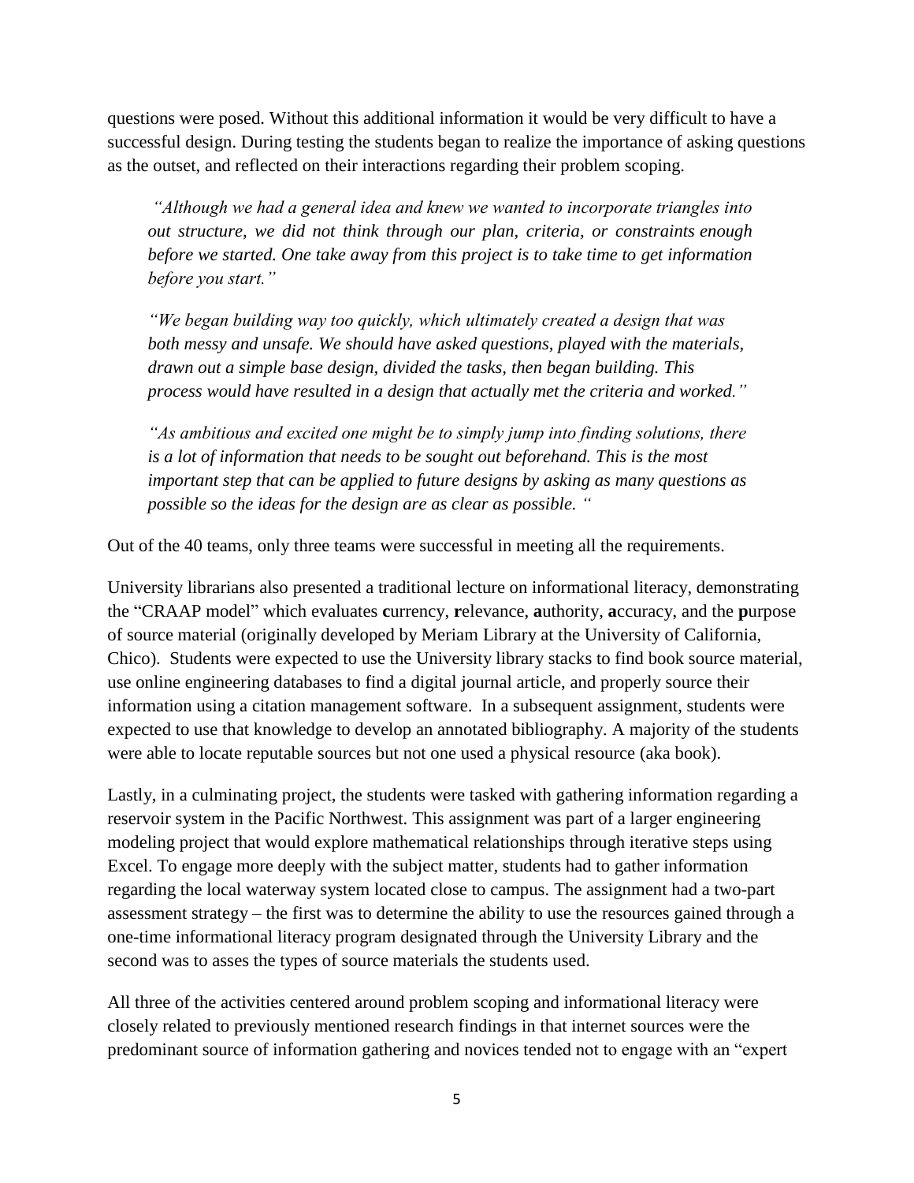questions were posed. Without this additional information it would be very difficult to have a successful design. During testing the students began to realize the importance of asking questions as the outset, and reflected on their interactions regarding their problem scoping.

> *"Although we had a general idea and knew we wanted to incorporate triangles into out structure, we did not think through our plan, criteria, or constraints enough before we started. One take away from this project is to take time to get information before you start."*
>
> *"We began building way too quickly, which ultimately created a design that was both messy and unsafe. We should have asked questions, played with the materials, drawn out a simple base design, divided the tasks, then began building. This process would have resulted in a design that actually met the criteria and worked."*
>
> *"As ambitious and excited one might be to simply jump into finding solutions, there is a lot of information that needs to be sought out beforehand. This is the most important step that can be applied to future designs by asking as many questions as possible so the ideas for the design are as clear as possible. "*

Out of the 40 teams, only three teams were successful in meeting all the requirements.

University librarians also presented a traditional lecture on informational literacy, demonstrating the "CRAAP model" which evaluates **c**urrency, **r**elevance, **a**uthority, **a**ccuracy, and the **p**urpose of source material (originally developed by Meriam Library at the University of California, Chico). Students were expected to use the University library stacks to find book source material, use online engineering databases to find a digital journal article, and properly source their information using a citation management software. In a subsequent assignment, students were expected to use that knowledge to develop an annotated bibliography. A majority of the students were able to locate reputable sources but not one used a physical resource (aka book).

Lastly, in a culminating project, the students were tasked with gathering information regarding a reservoir system in the Pacific Northwest. This assignment was part of a larger engineering modeling project that would explore mathematical relationships through iterative steps using Excel. To engage more deeply with the subject matter, students had to gather information regarding the local waterway system located close to campus. The assignment had a two-part assessment strategy – the first was to determine the ability to use the resources gained through a one-time informational literacy program designated through the University Library and the second was to asses the types of source materials the students used.

All three of the activities centered around problem scoping and informational literacy were closely related to previously mentioned research findings in that internet sources were the predominant source of information gathering and novices tended not to engage with an "expert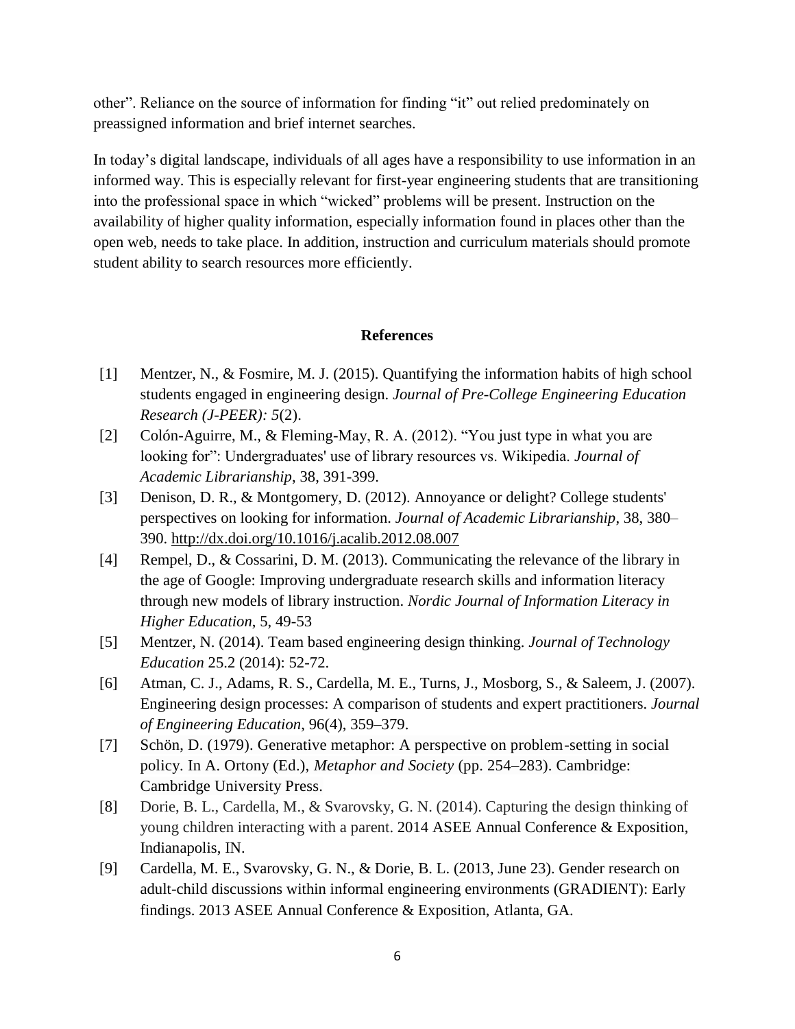other". Reliance on the source of information for finding "it" out relied predominately on preassigned information and brief internet searches.

In today's digital landscape, individuals of all ages have a responsibility to use information in an informed way. This is especially relevant for first-year engineering students that are transitioning into the professional space in which "wicked" problems will be present. Instruction on the availability of higher quality information, especially information found in places other than the open web, needs to take place. In addition, instruction and curriculum materials should promote student ability to search resources more efficiently.

## References

[1] Mentzer, N., & Fosmire, M. J. (2015). Quantifying the information habits of high school students engaged in engineering design. *Journal of Pre-College Engineering Education Research (J-PEER): 5*(2).

[2] Colón-Aguirre, M., & Fleming-May, R. A. (2012). "You just type in what you are looking for": Undergraduates' use of library resources vs. Wikipedia. *Journal of Academic Librarianship*, 38, 391-399.

[3] Denison, D. R., & Montgomery, D. (2012). Annoyance or delight? College students' perspectives on looking for information. *Journal of Academic Librarianship*, 38, 380–390. http://dx.doi.org/10.1016/j.acalib.2012.08.007

[4] Rempel, D., & Cossarini, D. M. (2013). Communicating the relevance of the library in the age of Google: Improving undergraduate research skills and information literacy through new models of library instruction. *Nordic Journal of Information Literacy in Higher Education*, 5, 49-53

[5] Mentzer, N. (2014). Team based engineering design thinking. *Journal of Technology Education* 25.2 (2014): 52-72.

[6] Atman, C. J., Adams, R. S., Cardella, M. E., Turns, J., Mosborg, S., & Saleem, J. (2007). Engineering design processes: A comparison of students and expert practitioners. *Journal of Engineering Education*, 96(4), 359–379.

[7] Schön, D. (1979). Generative metaphor: A perspective on problem-setting in social policy. In A. Ortony (Ed.), *Metaphor and Society* (pp. 254–283). Cambridge: Cambridge University Press.

[8] Dorie, B. L., Cardella, M., & Svarovsky, G. N. (2014). Capturing the design thinking of young children interacting with a parent. 2014 ASEE Annual Conference & Exposition, Indianapolis, IN.

[9] Cardella, M. E., Svarovsky, G. N., & Dorie, B. L. (2013, June 23). Gender research on adult-child discussions within informal engineering environments (GRADIENT): Early findings. 2013 ASEE Annual Conference & Exposition, Atlanta, GA.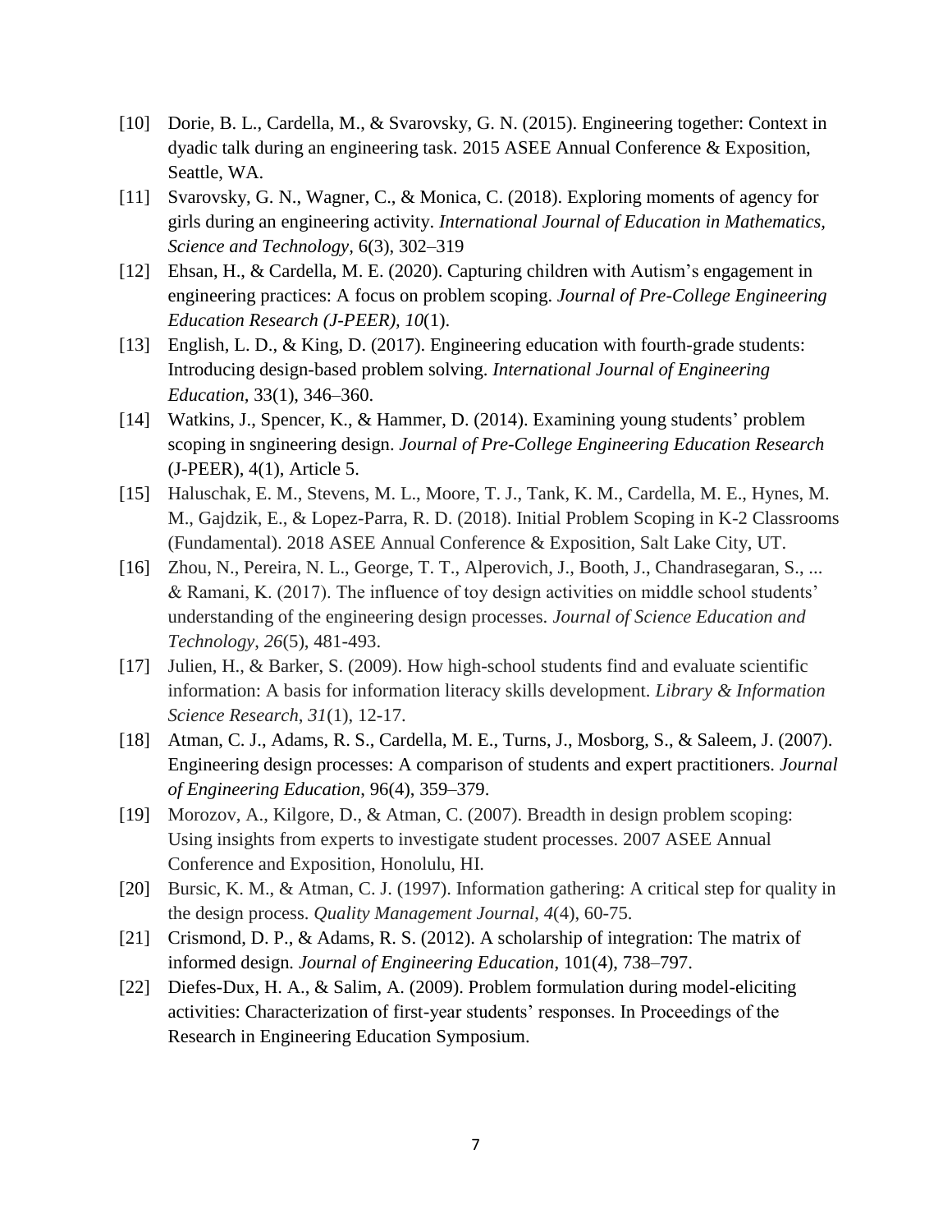[10] Dorie, B. L., Cardella, M., & Svarovsky, G. N. (2015). Engineering together: Context in dyadic talk during an engineering task. 2015 ASEE Annual Conference & Exposition, Seattle, WA.

[11] Svarovsky, G. N., Wagner, C., & Monica, C. (2018). Exploring moments of agency for girls during an engineering activity. *International Journal of Education in Mathematics, Science and Technology*, 6(3), 302–319

[12] Ehsan, H., & Cardella, M. E. (2020). Capturing children with Autism's engagement in engineering practices: A focus on problem scoping. *Journal of Pre-College Engineering Education Research (J-PEER), 10*(1).

[13] English, L. D., & King, D. (2017). Engineering education with fourth-grade students: Introducing design-based problem solving. *International Journal of Engineering Education*, 33(1), 346–360.

[14] Watkins, J., Spencer, K., & Hammer, D. (2014). Examining young students' problem scoping in sngineering design. *Journal of Pre-College Engineering Education Research* (J-PEER), 4(1), Article 5.

[15] Haluschak, E. M., Stevens, M. L., Moore, T. J., Tank, K. M., Cardella, M. E., Hynes, M. M., Gajdzik, E., & Lopez-Parra, R. D. (2018). Initial Problem Scoping in K-2 Classrooms (Fundamental). 2018 ASEE Annual Conference & Exposition, Salt Lake City, UT.

[16] Zhou, N., Pereira, N. L., George, T. T., Alperovich, J., Booth, J., Chandrasegaran, S., ... & Ramani, K. (2017). The influence of toy design activities on middle school students' understanding of the engineering design processes. *Journal of Science Education and Technology*, *26*(5), 481-493.

[17] Julien, H., & Barker, S. (2009). How high-school students find and evaluate scientific information: A basis for information literacy skills development. *Library & Information Science Research*, *31*(1), 12-17.

[18] Atman, C. J., Adams, R. S., Cardella, M. E., Turns, J., Mosborg, S., & Saleem, J. (2007). Engineering design processes: A comparison of students and expert practitioners. *Journal of Engineering Education*, 96(4), 359–379.

[19] Morozov, A., Kilgore, D., & Atman, C. (2007). Breadth in design problem scoping: Using insights from experts to investigate student processes. 2007 ASEE Annual Conference and Exposition, Honolulu, HI.

[20] Bursic, K. M., & Atman, C. J. (1997). Information gathering: A critical step for quality in the design process. *Quality Management Journal*, *4*(4), 60-75.

[21] Crismond, D. P., & Adams, R. S. (2012). A scholarship of integration: The matrix of informed design*. Journal of Engineering Education*, 101(4), 738–797.

[22] Diefes-Dux, H. A., & Salim, A. (2009). Problem formulation during model-eliciting activities: Characterization of first-year students' responses. In Proceedings of the Research in Engineering Education Symposium.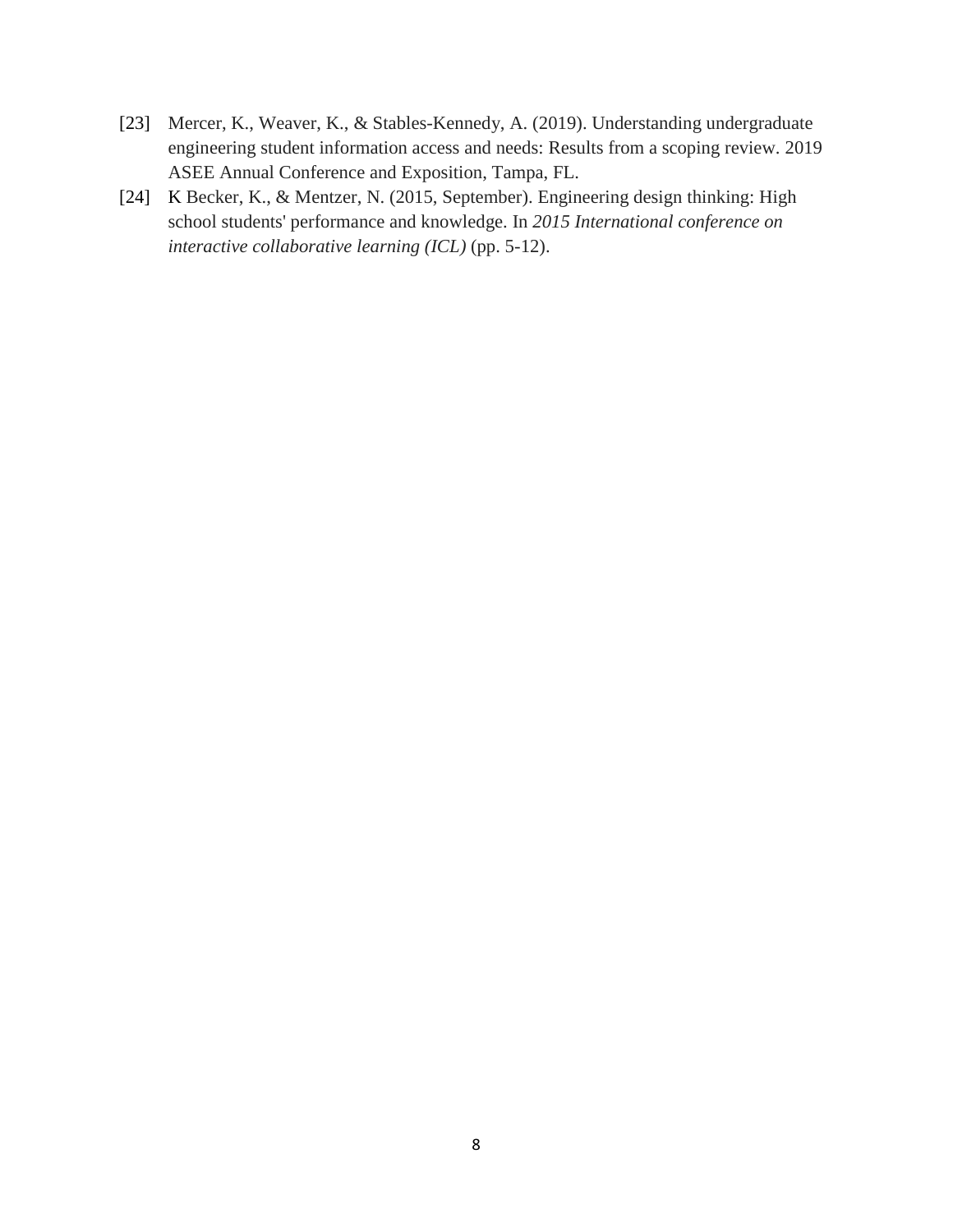[23] Mercer, K., Weaver, K., & Stables-Kennedy, A. (2019). Understanding undergraduate engineering student information access and needs: Results from a scoping review. 2019 ASEE Annual Conference and Exposition, Tampa, FL.

[24] K Becker, K., & Mentzer, N. (2015, September). Engineering design thinking: High school students' performance and knowledge. In *2015 International conference on interactive collaborative learning (ICL)* (pp. 5-12).